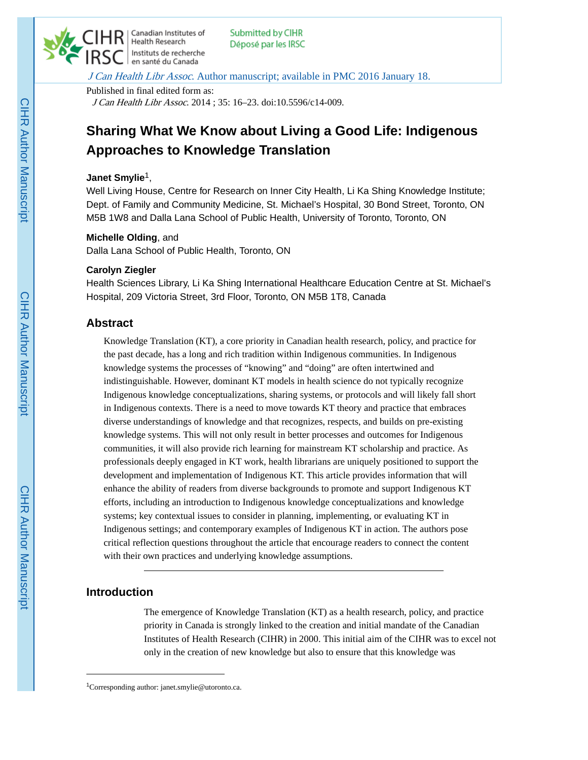Published in final edited form as:

*J Can Health Libr Assoc*. 2014 ; 35: 16–23. doi:10.5596/c14-009.

# Sharing What We Know about Living a Good Life: Indigenous Approaches to Knowledge Translation

**Janet Smylie**[1],

Well Living House, Centre for Research on Inner City Health, Li Ka Shing Knowledge Institute; Dept. of Family and Community Medicine, St. Michael's Hospital, 30 Bond Street, Toronto, ON M5B 1W8 and Dalla Lana School of Public Health, University of Toronto, Toronto, ON

**Michelle Olding**, and

Dalla Lana School of Public Health, Toronto, ON

**Carolyn Ziegler**

Health Sciences Library, Li Ka Shing International Healthcare Education Centre at St. Michael's Hospital, 209 Victoria Street, 3rd Floor, Toronto, ON M5B 1T8, Canada

## Abstract

Knowledge Translation (KT), a core priority in Canadian health research, policy, and practice for the past decade, has a long and rich tradition within Indigenous communities. In Indigenous knowledge systems the processes of "knowing" and "doing" are often intertwined and indistinguishable. However, dominant KT models in health science do not typically recognize Indigenous knowledge conceptualizations, sharing systems, or protocols and will likely fall short in Indigenous contexts. There is a need to move towards KT theory and practice that embraces diverse understandings of knowledge and that recognizes, respects, and builds on pre-existing knowledge systems. This will not only result in better processes and outcomes for Indigenous communities, it will also provide rich learning for mainstream KT scholarship and practice. As professionals deeply engaged in KT work, health librarians are uniquely positioned to support the development and implementation of Indigenous KT. This article provides information that will enhance the ability of readers from diverse backgrounds to promote and support Indigenous KT efforts, including an introduction to Indigenous knowledge conceptualizations and knowledge systems; key contextual issues to consider in planning, implementing, or evaluating KT in Indigenous settings; and contemporary examples of Indigenous KT in action. The authors pose critical reflection questions throughout the article that encourage readers to connect the content with their own practices and underlying knowledge assumptions.

## Introduction

The emergence of Knowledge Translation (KT) as a health research, policy, and practice priority in Canada is strongly linked to the creation and initial mandate of the Canadian Institutes of Health Research (CIHR) in 2000. This initial aim of the CIHR was to excel not only in the creation of new knowledge but also to ensure that this knowledge was

---

[1]Corresponding author: janet.smylie@utoronto.ca.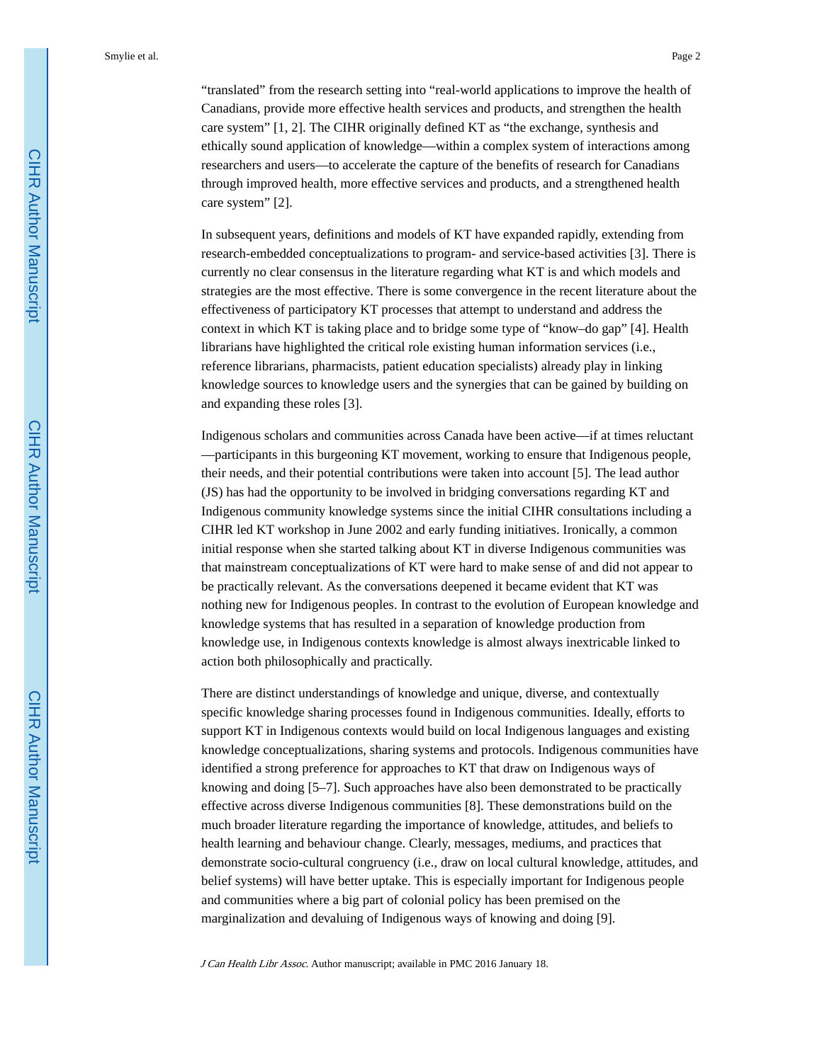"translated" from the research setting into "real-world applications to improve the health of Canadians, provide more effective health services and products, and strengthen the health care system" [1, 2]. The CIHR originally defined KT as "the exchange, synthesis and ethically sound application of knowledge—within a complex system of interactions among researchers and users—to accelerate the capture of the benefits of research for Canadians through improved health, more effective services and products, and a strengthened health care system" [2].

In subsequent years, definitions and models of KT have expanded rapidly, extending from research-embedded conceptualizations to program- and service-based activities [3]. There is currently no clear consensus in the literature regarding what KT is and which models and strategies are the most effective. There is some convergence in the recent literature about the effectiveness of participatory KT processes that attempt to understand and address the context in which KT is taking place and to bridge some type of "know–do gap" [4]. Health librarians have highlighted the critical role existing human information services (i.e., reference librarians, pharmacists, patient education specialists) already play in linking knowledge sources to knowledge users and the synergies that can be gained by building on and expanding these roles [3].

Indigenous scholars and communities across Canada have been active—if at times reluctant—participants in this burgeoning KT movement, working to ensure that Indigenous people, their needs, and their potential contributions were taken into account [5]. The lead author (JS) has had the opportunity to be involved in bridging conversations regarding KT and Indigenous community knowledge systems since the initial CIHR consultations including a CIHR led KT workshop in June 2002 and early funding initiatives. Ironically, a common initial response when she started talking about KT in diverse Indigenous communities was that mainstream conceptualizations of KT were hard to make sense of and did not appear to be practically relevant. As the conversations deepened it became evident that KT was nothing new for Indigenous peoples. In contrast to the evolution of European knowledge and knowledge systems that has resulted in a separation of knowledge production from knowledge use, in Indigenous contexts knowledge is almost always inextricable linked to action both philosophically and practically.

There are distinct understandings of knowledge and unique, diverse, and contextually specific knowledge sharing processes found in Indigenous communities. Ideally, efforts to support KT in Indigenous contexts would build on local Indigenous languages and existing knowledge conceptualizations, sharing systems and protocols. Indigenous communities have identified a strong preference for approaches to KT that draw on Indigenous ways of knowing and doing [5–7]. Such approaches have also been demonstrated to be practically effective across diverse Indigenous communities [8]. These demonstrations build on the much broader literature regarding the importance of knowledge, attitudes, and beliefs to health learning and behaviour change. Clearly, messages, mediums, and practices that demonstrate socio-cultural congruency (i.e., draw on local cultural knowledge, attitudes, and belief systems) will have better uptake. This is especially important for Indigenous people and communities where a big part of colonial policy has been premised on the marginalization and devaluing of Indigenous ways of knowing and doing [9].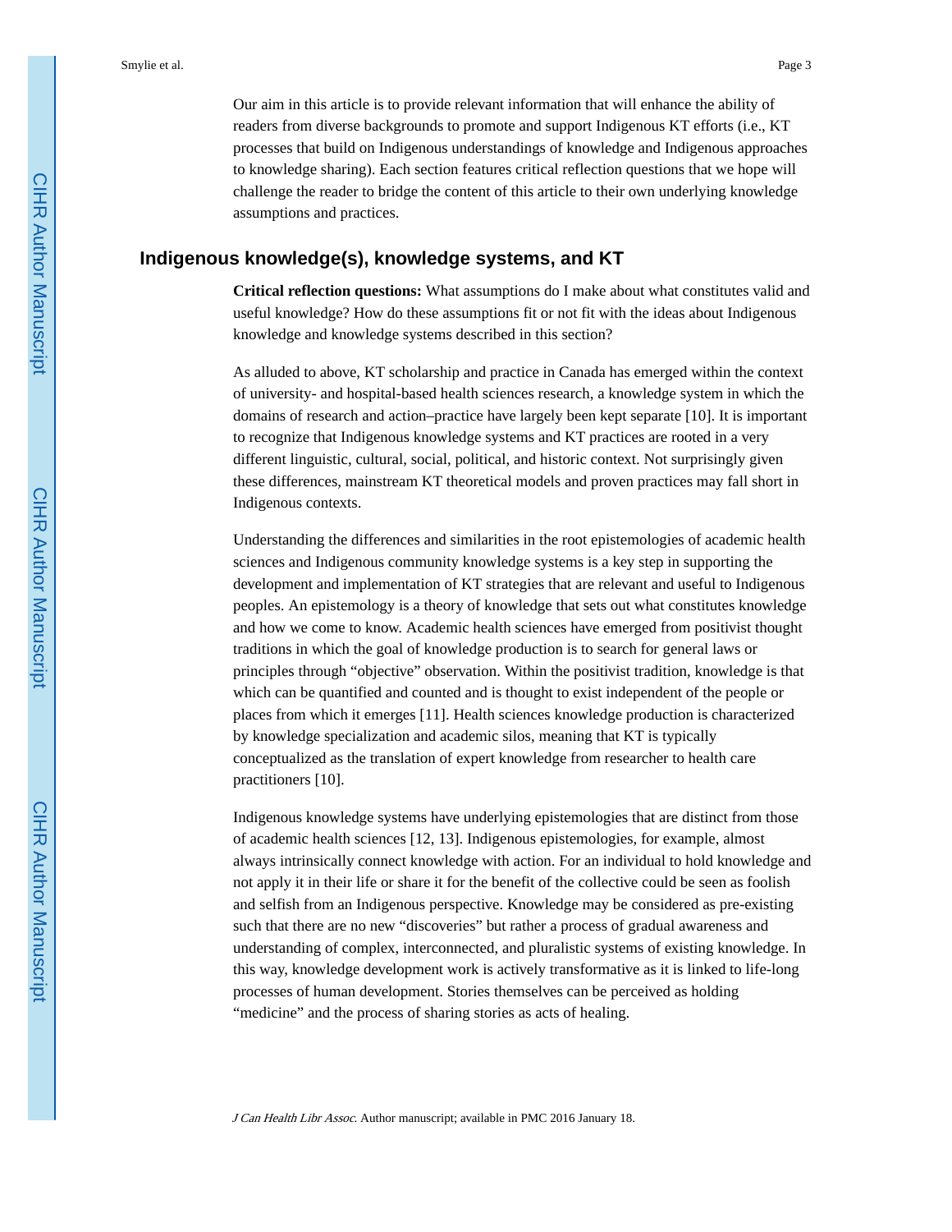Our aim in this article is to provide relevant information that will enhance the ability of readers from diverse backgrounds to promote and support Indigenous KT efforts (i.e., KT processes that build on Indigenous understandings of knowledge and Indigenous approaches to knowledge sharing). Each section features critical reflection questions that we hope will challenge the reader to bridge the content of this article to their own underlying knowledge assumptions and practices.

## Indigenous knowledge(s), knowledge systems, and KT

**Critical reflection questions:** What assumptions do I make about what constitutes valid and useful knowledge? How do these assumptions fit or not fit with the ideas about Indigenous knowledge and knowledge systems described in this section?

As alluded to above, KT scholarship and practice in Canada has emerged within the context of university- and hospital-based health sciences research, a knowledge system in which the domains of research and action–practice have largely been kept separate [10]. It is important to recognize that Indigenous knowledge systems and KT practices are rooted in a very different linguistic, cultural, social, political, and historic context. Not surprisingly given these differences, mainstream KT theoretical models and proven practices may fall short in Indigenous contexts.

Understanding the differences and similarities in the root epistemologies of academic health sciences and Indigenous community knowledge systems is a key step in supporting the development and implementation of KT strategies that are relevant and useful to Indigenous peoples. An epistemology is a theory of knowledge that sets out what constitutes knowledge and how we come to know. Academic health sciences have emerged from positivist thought traditions in which the goal of knowledge production is to search for general laws or principles through "objective" observation. Within the positivist tradition, knowledge is that which can be quantified and counted and is thought to exist independent of the people or places from which it emerges [11]. Health sciences knowledge production is characterized by knowledge specialization and academic silos, meaning that KT is typically conceptualized as the translation of expert knowledge from researcher to health care practitioners [10].

Indigenous knowledge systems have underlying epistemologies that are distinct from those of academic health sciences [12, 13]. Indigenous epistemologies, for example, almost always intrinsically connect knowledge with action. For an individual to hold knowledge and not apply it in their life or share it for the benefit of the collective could be seen as foolish and selfish from an Indigenous perspective. Knowledge may be considered as pre-existing such that there are no new "discoveries" but rather a process of gradual awareness and understanding of complex, interconnected, and pluralistic systems of existing knowledge. In this way, knowledge development work is actively transformative as it is linked to life-long processes of human development. Stories themselves can be perceived as holding "medicine" and the process of sharing stories as acts of healing.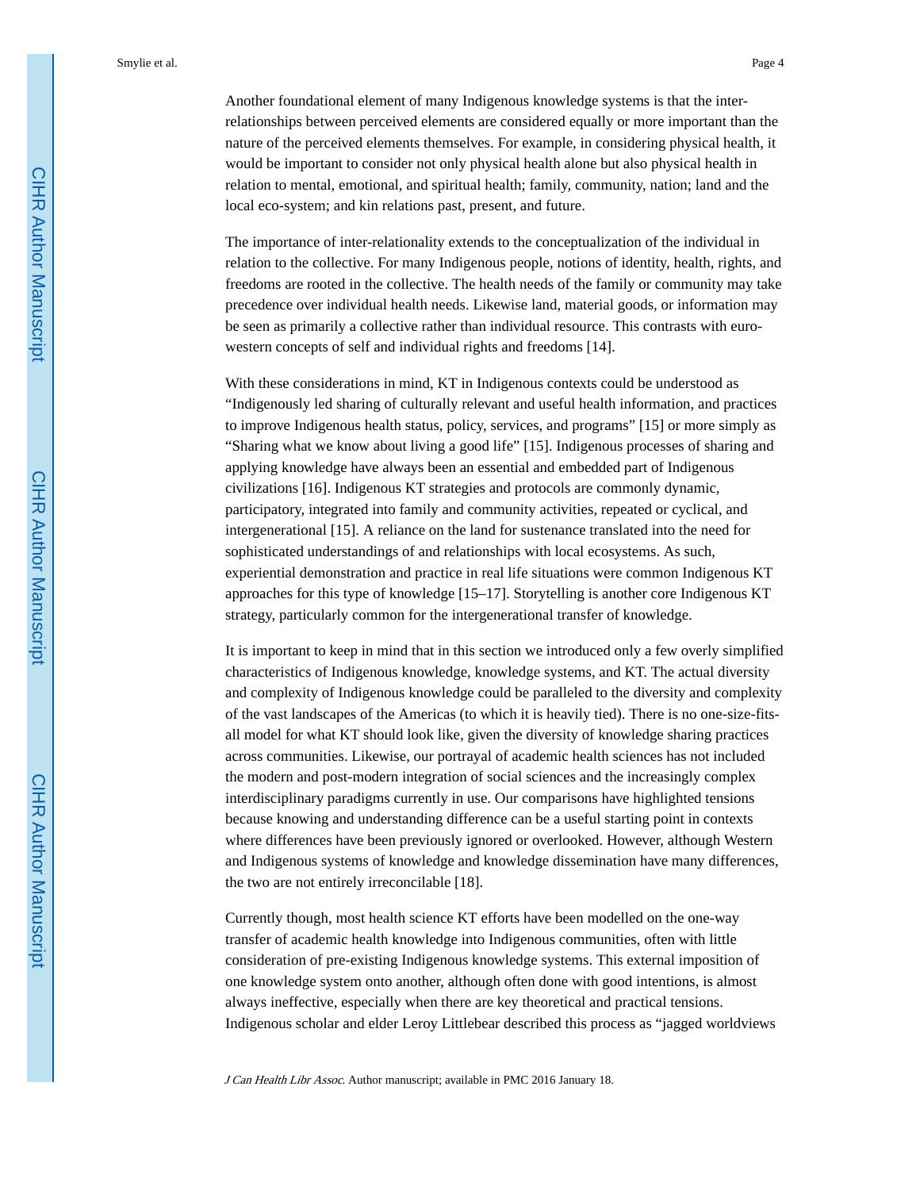Another foundational element of many Indigenous knowledge systems is that the inter-relationships between perceived elements are considered equally or more important than the nature of the perceived elements themselves. For example, in considering physical health, it would be important to consider not only physical health alone but also physical health in relation to mental, emotional, and spiritual health; family, community, nation; land and the local eco-system; and kin relations past, present, and future.

The importance of inter-relationality extends to the conceptualization of the individual in relation to the collective. For many Indigenous people, notions of identity, health, rights, and freedoms are rooted in the collective. The health needs of the family or community may take precedence over individual health needs. Likewise land, material goods, or information may be seen as primarily a collective rather than individual resource. This contrasts with euro-western concepts of self and individual rights and freedoms [14].

With these considerations in mind, KT in Indigenous contexts could be understood as "Indigenously led sharing of culturally relevant and useful health information, and practices to improve Indigenous health status, policy, services, and programs" [15] or more simply as "Sharing what we know about living a good life" [15]. Indigenous processes of sharing and applying knowledge have always been an essential and embedded part of Indigenous civilizations [16]. Indigenous KT strategies and protocols are commonly dynamic, participatory, integrated into family and community activities, repeated or cyclical, and intergenerational [15]. A reliance on the land for sustenance translated into the need for sophisticated understandings of and relationships with local ecosystems. As such, experiential demonstration and practice in real life situations were common Indigenous KT approaches for this type of knowledge [15–17]. Storytelling is another core Indigenous KT strategy, particularly common for the intergenerational transfer of knowledge.

It is important to keep in mind that in this section we introduced only a few overly simplified characteristics of Indigenous knowledge, knowledge systems, and KT. The actual diversity and complexity of Indigenous knowledge could be paralleled to the diversity and complexity of the vast landscapes of the Americas (to which it is heavily tied). There is no one-size-fits-all model for what KT should look like, given the diversity of knowledge sharing practices across communities. Likewise, our portrayal of academic health sciences has not included the modern and post-modern integration of social sciences and the increasingly complex interdisciplinary paradigms currently in use. Our comparisons have highlighted tensions because knowing and understanding difference can be a useful starting point in contexts where differences have been previously ignored or overlooked. However, although Western and Indigenous systems of knowledge and knowledge dissemination have many differences, the two are not entirely irreconcilable [18].

Currently though, most health science KT efforts have been modelled on the one-way transfer of academic health knowledge into Indigenous communities, often with little consideration of pre-existing Indigenous knowledge systems. This external imposition of one knowledge system onto another, although often done with good intentions, is almost always ineffective, especially when there are key theoretical and practical tensions. Indigenous scholar and elder Leroy Littlebear described this process as "jagged worldviews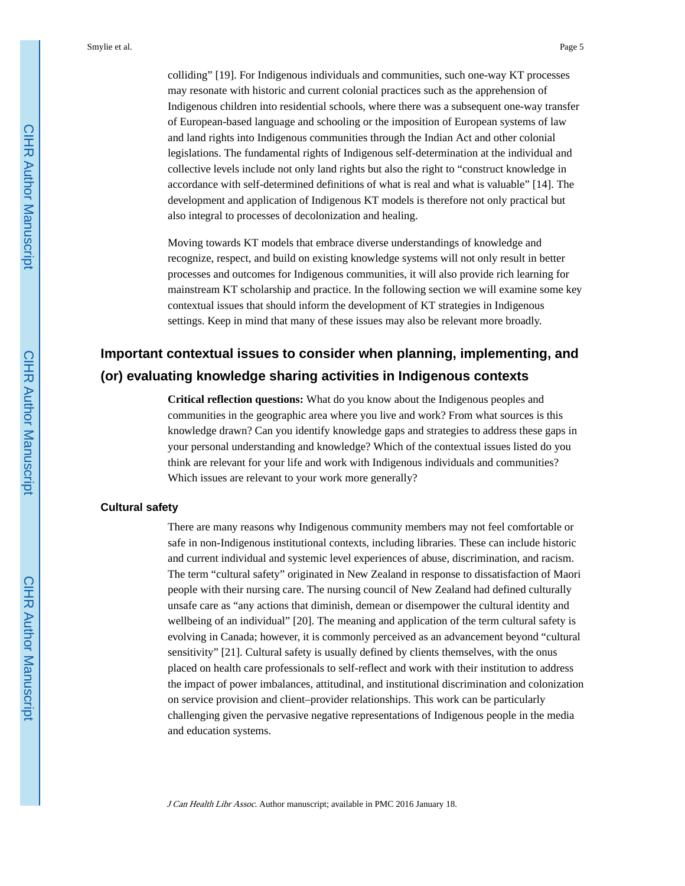colliding" [19]. For Indigenous individuals and communities, such one-way KT processes may resonate with historic and current colonial practices such as the apprehension of Indigenous children into residential schools, where there was a subsequent one-way transfer of European-based language and schooling or the imposition of European systems of law and land rights into Indigenous communities through the Indian Act and other colonial legislations. The fundamental rights of Indigenous self-determination at the individual and collective levels include not only land rights but also the right to "construct knowledge in accordance with self-determined definitions of what is real and what is valuable" [14]. The development and application of Indigenous KT models is therefore not only practical but also integral to processes of decolonization and healing.

Moving towards KT models that embrace diverse understandings of knowledge and recognize, respect, and build on existing knowledge systems will not only result in better processes and outcomes for Indigenous communities, it will also provide rich learning for mainstream KT scholarship and practice. In the following section we will examine some key contextual issues that should inform the development of KT strategies in Indigenous settings. Keep in mind that many of these issues may also be relevant more broadly.

## Important contextual issues to consider when planning, implementing, and (or) evaluating knowledge sharing activities in Indigenous contexts

**Critical reflection questions:** What do you know about the Indigenous peoples and communities in the geographic area where you live and work? From what sources is this knowledge drawn? Can you identify knowledge gaps and strategies to address these gaps in your personal understanding and knowledge? Which of the contextual issues listed do you think are relevant for your life and work with Indigenous individuals and communities? Which issues are relevant to your work more generally?

### Cultural safety

There are many reasons why Indigenous community members may not feel comfortable or safe in non-Indigenous institutional contexts, including libraries. These can include historic and current individual and systemic level experiences of abuse, discrimination, and racism. The term "cultural safety" originated in New Zealand in response to dissatisfaction of Maori people with their nursing care. The nursing council of New Zealand had defined culturally unsafe care as "any actions that diminish, demean or disempower the cultural identity and wellbeing of an individual" [20]. The meaning and application of the term cultural safety is evolving in Canada; however, it is commonly perceived as an advancement beyond "cultural sensitivity" [21]. Cultural safety is usually defined by clients themselves, with the onus placed on health care professionals to self-reflect and work with their institution to address the impact of power imbalances, attitudinal, and institutional discrimination and colonization on service provision and client–provider relationships. This work can be particularly challenging given the pervasive negative representations of Indigenous people in the media and education systems.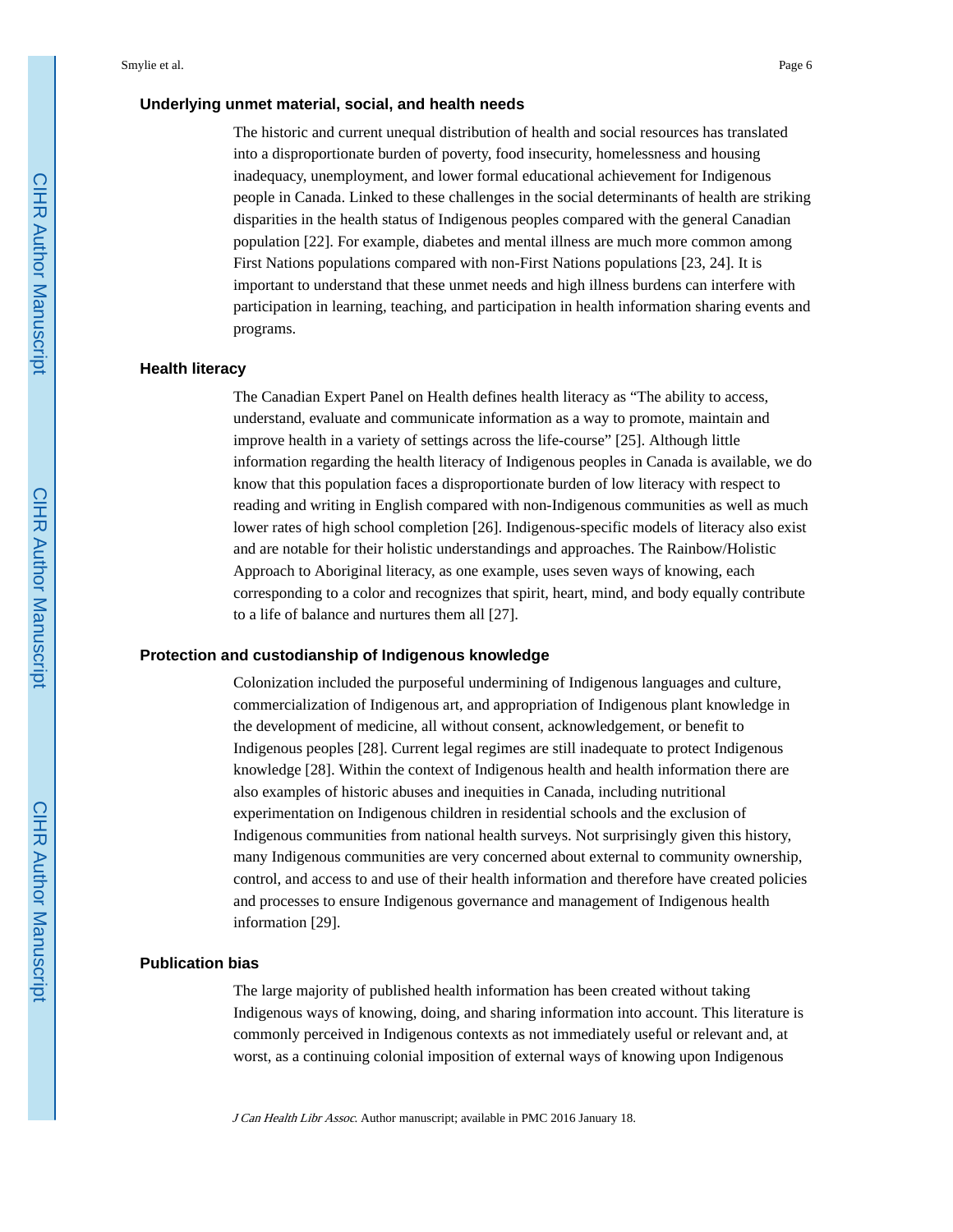### Underlying unmet material, social, and health needs

The historic and current unequal distribution of health and social resources has translated into a disproportionate burden of poverty, food insecurity, homelessness and housing inadequacy, unemployment, and lower formal educational achievement for Indigenous people in Canada. Linked to these challenges in the social determinants of health are striking disparities in the health status of Indigenous peoples compared with the general Canadian population [22]. For example, diabetes and mental illness are much more common among First Nations populations compared with non-First Nations populations [23, 24]. It is important to understand that these unmet needs and high illness burdens can interfere with participation in learning, teaching, and participation in health information sharing events and programs.

### Health literacy

The Canadian Expert Panel on Health defines health literacy as "The ability to access, understand, evaluate and communicate information as a way to promote, maintain and improve health in a variety of settings across the life-course" [25]. Although little information regarding the health literacy of Indigenous peoples in Canada is available, we do know that this population faces a disproportionate burden of low literacy with respect to reading and writing in English compared with non-Indigenous communities as well as much lower rates of high school completion [26]. Indigenous-specific models of literacy also exist and are notable for their holistic understandings and approaches. The Rainbow/Holistic Approach to Aboriginal literacy, as one example, uses seven ways of knowing, each corresponding to a color and recognizes that spirit, heart, mind, and body equally contribute to a life of balance and nurtures them all [27].

### Protection and custodianship of Indigenous knowledge

Colonization included the purposeful undermining of Indigenous languages and culture, commercialization of Indigenous art, and appropriation of Indigenous plant knowledge in the development of medicine, all without consent, acknowledgement, or benefit to Indigenous peoples [28]. Current legal regimes are still inadequate to protect Indigenous knowledge [28]. Within the context of Indigenous health and health information there are also examples of historic abuses and inequities in Canada, including nutritional experimentation on Indigenous children in residential schools and the exclusion of Indigenous communities from national health surveys. Not surprisingly given this history, many Indigenous communities are very concerned about external to community ownership, control, and access to and use of their health information and therefore have created policies and processes to ensure Indigenous governance and management of Indigenous health information [29].

### Publication bias

The large majority of published health information has been created without taking Indigenous ways of knowing, doing, and sharing information into account. This literature is commonly perceived in Indigenous contexts as not immediately useful or relevant and, at worst, as a continuing colonial imposition of external ways of knowing upon Indigenous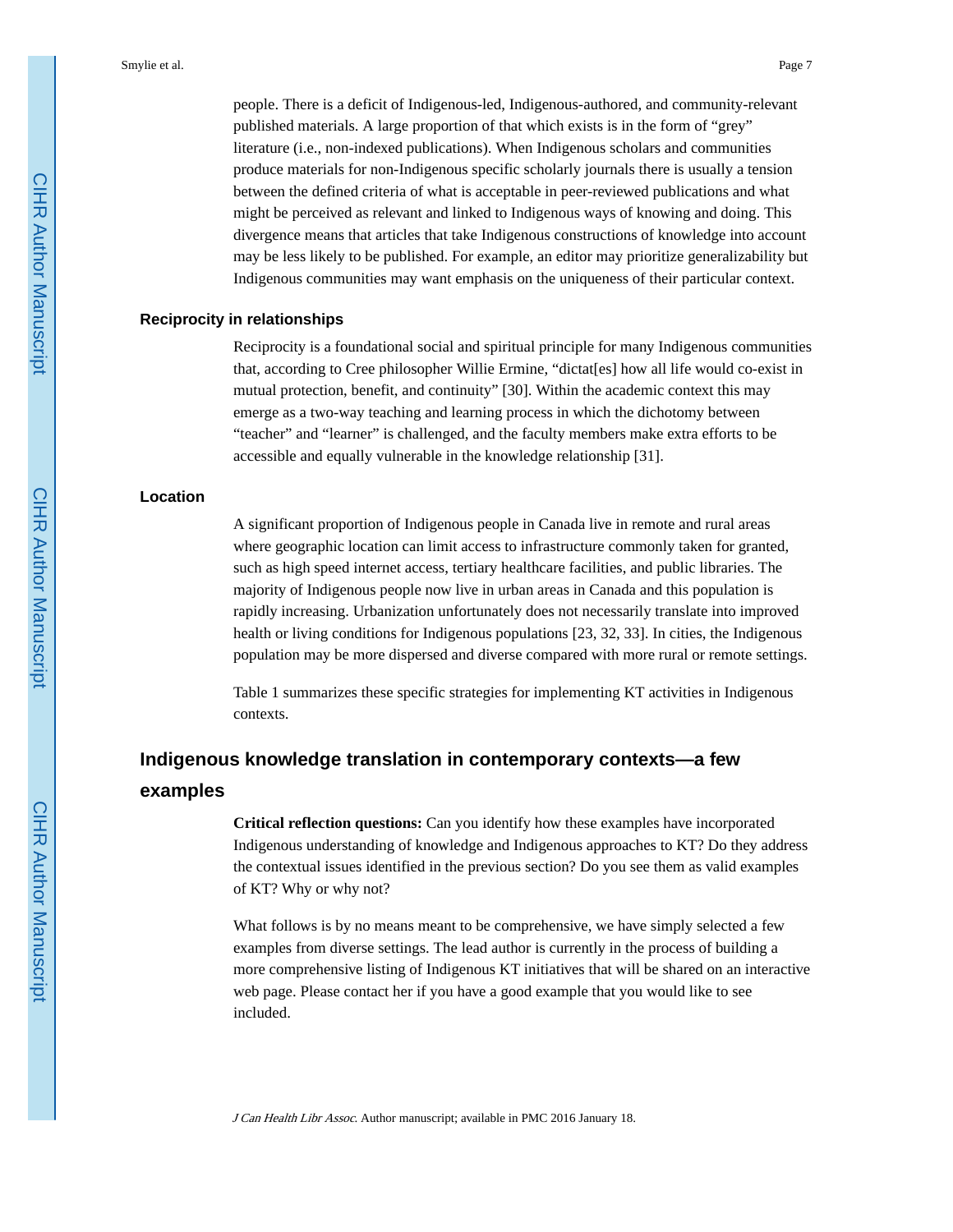people. There is a deficit of Indigenous-led, Indigenous-authored, and community-relevant published materials. A large proportion of that which exists is in the form of "grey" literature (i.e., non-indexed publications). When Indigenous scholars and communities produce materials for non-Indigenous specific scholarly journals there is usually a tension between the defined criteria of what is acceptable in peer-reviewed publications and what might be perceived as relevant and linked to Indigenous ways of knowing and doing. This divergence means that articles that take Indigenous constructions of knowledge into account may be less likely to be published. For example, an editor may prioritize generalizability but Indigenous communities may want emphasis on the uniqueness of their particular context.

### Reciprocity in relationships

Reciprocity is a foundational social and spiritual principle for many Indigenous communities that, according to Cree philosopher Willie Ermine, "dictat[es] how all life would co-exist in mutual protection, benefit, and continuity" [30]. Within the academic context this may emerge as a two-way teaching and learning process in which the dichotomy between "teacher" and "learner" is challenged, and the faculty members make extra efforts to be accessible and equally vulnerable in the knowledge relationship [31].

### Location

A significant proportion of Indigenous people in Canada live in remote and rural areas where geographic location can limit access to infrastructure commonly taken for granted, such as high speed internet access, tertiary healthcare facilities, and public libraries. The majority of Indigenous people now live in urban areas in Canada and this population is rapidly increasing. Urbanization unfortunately does not necessarily translate into improved health or living conditions for Indigenous populations [23, 32, 33]. In cities, the Indigenous population may be more dispersed and diverse compared with more rural or remote settings.

Table 1 summarizes these specific strategies for implementing KT activities in Indigenous contexts.

## Indigenous knowledge translation in contemporary contexts—a few examples

**Critical reflection questions:** Can you identify how these examples have incorporated Indigenous understanding of knowledge and Indigenous approaches to KT? Do they address the contextual issues identified in the previous section? Do you see them as valid examples of KT? Why or why not?

What follows is by no means meant to be comprehensive, we have simply selected a few examples from diverse settings. The lead author is currently in the process of building a more comprehensive listing of Indigenous KT initiatives that will be shared on an interactive web page. Please contact her if you have a good example that you would like to see included.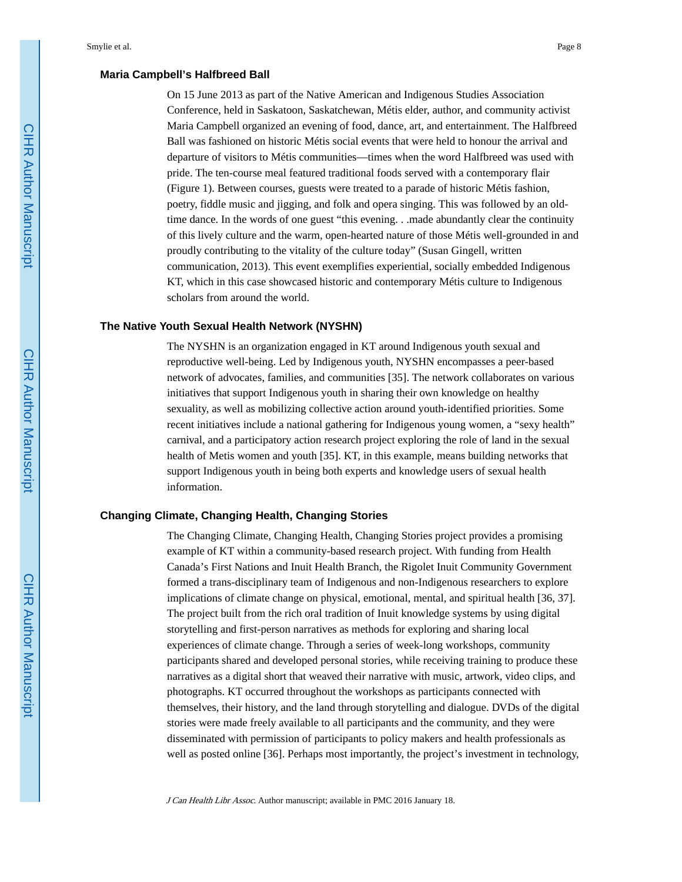### Maria Campbell's Halfbreed Ball

On 15 June 2013 as part of the Native American and Indigenous Studies Association Conference, held in Saskatoon, Saskatchewan, Métis elder, author, and community activist Maria Campbell organized an evening of food, dance, art, and entertainment. The Halfbreed Ball was fashioned on historic Métis social events that were held to honour the arrival and departure of visitors to Métis communities—times when the word Halfbreed was used with pride. The ten-course meal featured traditional foods served with a contemporary flair (Figure 1). Between courses, guests were treated to a parade of historic Métis fashion, poetry, fiddle music and jigging, and folk and opera singing. This was followed by an old-time dance. In the words of one guest "this evening. . .made abundantly clear the continuity of this lively culture and the warm, open-hearted nature of those Métis well-grounded in and proudly contributing to the vitality of the culture today" (Susan Gingell, written communication, 2013). This event exemplifies experiential, socially embedded Indigenous KT, which in this case showcased historic and contemporary Métis culture to Indigenous scholars from around the world.

### The Native Youth Sexual Health Network (NYSHN)

The NYSHN is an organization engaged in KT around Indigenous youth sexual and reproductive well-being. Led by Indigenous youth, NYSHN encompasses a peer-based network of advocates, families, and communities [35]. The network collaborates on various initiatives that support Indigenous youth in sharing their own knowledge on healthy sexuality, as well as mobilizing collective action around youth-identified priorities. Some recent initiatives include a national gathering for Indigenous young women, a "sexy health" carnival, and a participatory action research project exploring the role of land in the sexual health of Metis women and youth [35]. KT, in this example, means building networks that support Indigenous youth in being both experts and knowledge users of sexual health information.

### Changing Climate, Changing Health, Changing Stories

The Changing Climate, Changing Health, Changing Stories project provides a promising example of KT within a community-based research project. With funding from Health Canada's First Nations and Inuit Health Branch, the Rigolet Inuit Community Government formed a trans-disciplinary team of Indigenous and non-Indigenous researchers to explore implications of climate change on physical, emotional, mental, and spiritual health [36, 37]. The project built from the rich oral tradition of Inuit knowledge systems by using digital storytelling and first-person narratives as methods for exploring and sharing local experiences of climate change. Through a series of week-long workshops, community participants shared and developed personal stories, while receiving training to produce these narratives as a digital short that weaved their narrative with music, artwork, video clips, and photographs. KT occurred throughout the workshops as participants connected with themselves, their history, and the land through storytelling and dialogue. DVDs of the digital stories were made freely available to all participants and the community, and they were disseminated with permission of participants to policy makers and health professionals as well as posted online [36]. Perhaps most importantly, the project's investment in technology,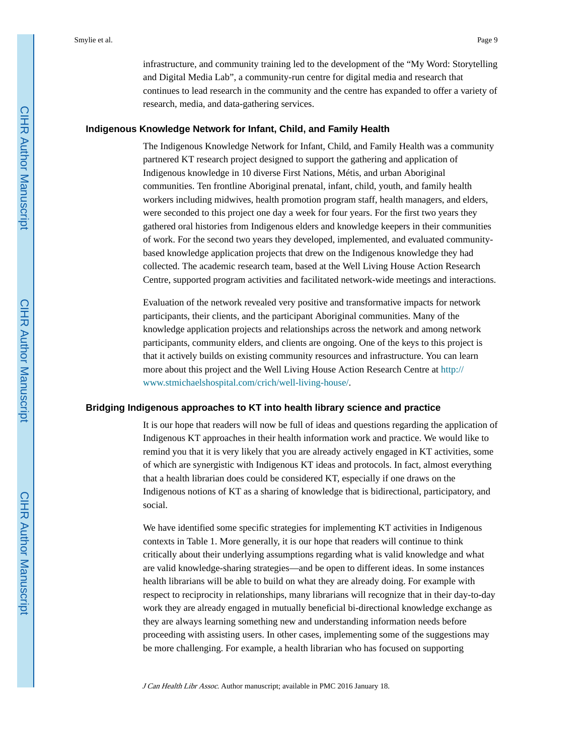infrastructure, and community training led to the development of the "My Word: Storytelling and Digital Media Lab", a community-run centre for digital media and research that continues to lead research in the community and the centre has expanded to offer a variety of research, media, and data-gathering services.

## Indigenous Knowledge Network for Infant, Child, and Family Health

The Indigenous Knowledge Network for Infant, Child, and Family Health was a community partnered KT research project designed to support the gathering and application of Indigenous knowledge in 10 diverse First Nations, Métis, and urban Aboriginal communities. Ten frontline Aboriginal prenatal, infant, child, youth, and family health workers including midwives, health promotion program staff, health managers, and elders, were seconded to this project one day a week for four years. For the first two years they gathered oral histories from Indigenous elders and knowledge keepers in their communities of work. For the second two years they developed, implemented, and evaluated community-based knowledge application projects that drew on the Indigenous knowledge they had collected. The academic research team, based at the Well Living House Action Research Centre, supported program activities and facilitated network-wide meetings and interactions.

Evaluation of the network revealed very positive and transformative impacts for network participants, their clients, and the participant Aboriginal communities. Many of the knowledge application projects and relationships across the network and among network participants, community elders, and clients are ongoing. One of the keys to this project is that it actively builds on existing community resources and infrastructure. You can learn more about this project and the Well Living House Action Research Centre at http://www.stmichaelshospital.com/crich/well-living-house/.

## Bridging Indigenous approaches to KT into health library science and practice

It is our hope that readers will now be full of ideas and questions regarding the application of Indigenous KT approaches in their health information work and practice. We would like to remind you that it is very likely that you are already actively engaged in KT activities, some of which are synergistic with Indigenous KT ideas and protocols. In fact, almost everything that a health librarian does could be considered KT, especially if one draws on the Indigenous notions of KT as a sharing of knowledge that is bidirectional, participatory, and social.

We have identified some specific strategies for implementing KT activities in Indigenous contexts in Table 1. More generally, it is our hope that readers will continue to think critically about their underlying assumptions regarding what is valid knowledge and what are valid knowledge-sharing strategies—and be open to different ideas. In some instances health librarians will be able to build on what they are already doing. For example with respect to reciprocity in relationships, many librarians will recognize that in their day-to-day work they are already engaged in mutually beneficial bi-directional knowledge exchange as they are always learning something new and understanding information needs before proceeding with assisting users. In other cases, implementing some of the suggestions may be more challenging. For example, a health librarian who has focused on supporting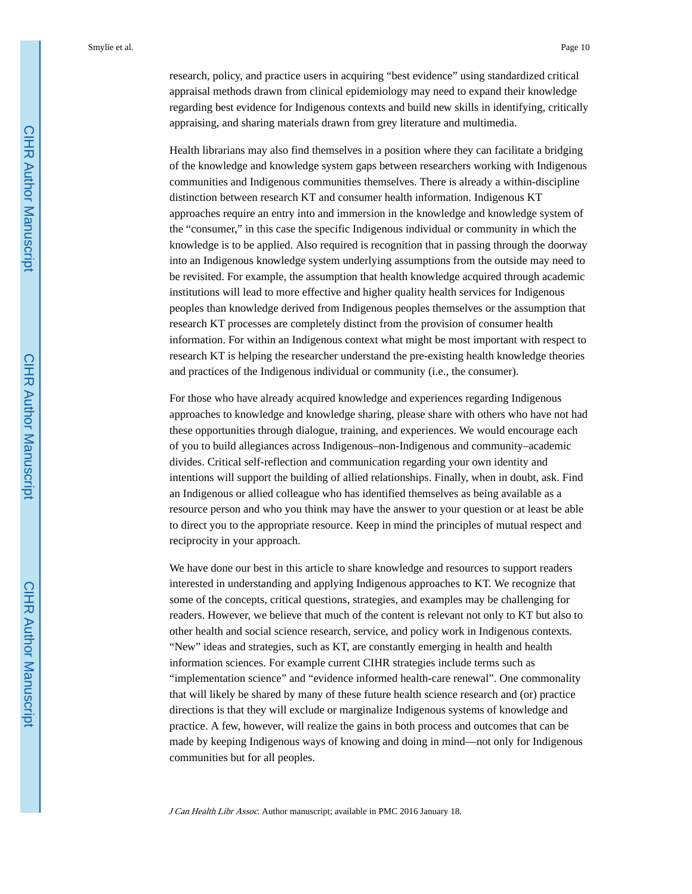research, policy, and practice users in acquiring "best evidence" using standardized critical appraisal methods drawn from clinical epidemiology may need to expand their knowledge regarding best evidence for Indigenous contexts and build new skills in identifying, critically appraising, and sharing materials drawn from grey literature and multimedia.

Health librarians may also find themselves in a position where they can facilitate a bridging of the knowledge and knowledge system gaps between researchers working with Indigenous communities and Indigenous communities themselves. There is already a within-discipline distinction between research KT and consumer health information. Indigenous KT approaches require an entry into and immersion in the knowledge and knowledge system of the "consumer," in this case the specific Indigenous individual or community in which the knowledge is to be applied. Also required is recognition that in passing through the doorway into an Indigenous knowledge system underlying assumptions from the outside may need to be revisited. For example, the assumption that health knowledge acquired through academic institutions will lead to more effective and higher quality health services for Indigenous peoples than knowledge derived from Indigenous peoples themselves or the assumption that research KT processes are completely distinct from the provision of consumer health information. For within an Indigenous context what might be most important with respect to research KT is helping the researcher understand the pre-existing health knowledge theories and practices of the Indigenous individual or community (i.e., the consumer).

For those who have already acquired knowledge and experiences regarding Indigenous approaches to knowledge and knowledge sharing, please share with others who have not had these opportunities through dialogue, training, and experiences. We would encourage each of you to build allegiances across Indigenous–non-Indigenous and community–academic divides. Critical self-reflection and communication regarding your own identity and intentions will support the building of allied relationships. Finally, when in doubt, ask. Find an Indigenous or allied colleague who has identified themselves as being available as a resource person and who you think may have the answer to your question or at least be able to direct you to the appropriate resource. Keep in mind the principles of mutual respect and reciprocity in your approach.

We have done our best in this article to share knowledge and resources to support readers interested in understanding and applying Indigenous approaches to KT. We recognize that some of the concepts, critical questions, strategies, and examples may be challenging for readers. However, we believe that much of the content is relevant not only to KT but also to other health and social science research, service, and policy work in Indigenous contexts. "New" ideas and strategies, such as KT, are constantly emerging in health and health information sciences. For example current CIHR strategies include terms such as "implementation science" and "evidence informed health-care renewal". One commonality that will likely be shared by many of these future health science research and (or) practice directions is that they will exclude or marginalize Indigenous systems of knowledge and practice. A few, however, will realize the gains in both process and outcomes that can be made by keeping Indigenous ways of knowing and doing in mind—not only for Indigenous communities but for all peoples.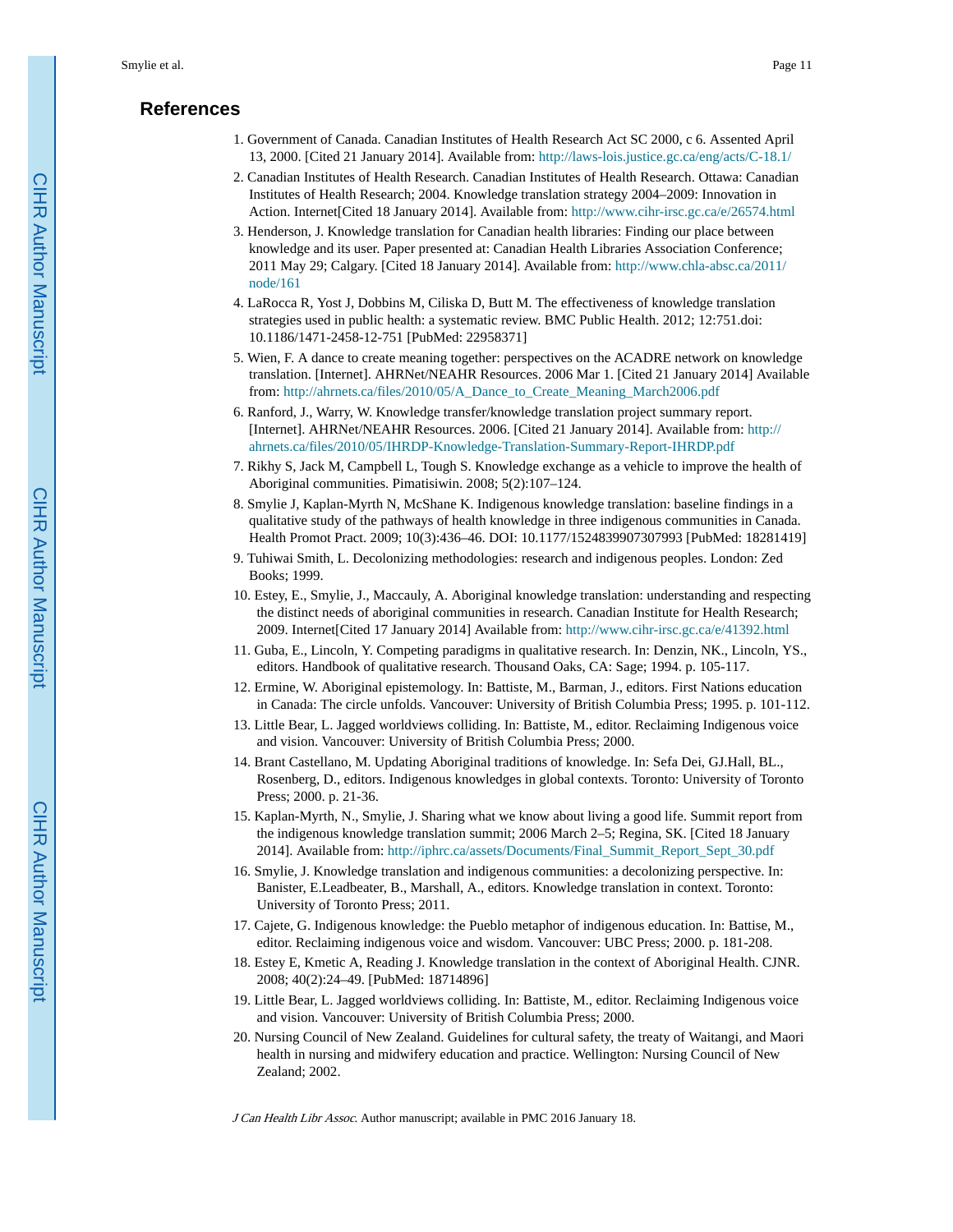## References

1. Government of Canada. Canadian Institutes of Health Research Act SC 2000, c 6. Assented April 13, 2000. [Cited 21 January 2014]. Available from: http://laws-lois.justice.gc.ca/eng/acts/C-18.1/
2. Canadian Institutes of Health Research. Canadian Institutes of Health Research. Ottawa: Canadian Institutes of Health Research; 2004. Knowledge translation strategy 2004–2009: Innovation in Action. Internet[Cited 18 January 2014]. Available from: http://www.cihr-irsc.gc.ca/e/26574.html
3. Henderson, J. Knowledge translation for Canadian health libraries: Finding our place between knowledge and its user. Paper presented at: Canadian Health Libraries Association Conference; 2011 May 29; Calgary. [Cited 18 January 2014]. Available from: http://www.chla-absc.ca/2011/node/161
4. LaRocca R, Yost J, Dobbins M, Ciliska D, Butt M. The effectiveness of knowledge translation strategies used in public health: a systematic review. BMC Public Health. 2012; 12:751.doi: 10.1186/1471-2458-12-751 [PubMed: 22958371]
5. Wien, F. A dance to create meaning together: perspectives on the ACADRE network on knowledge translation. [Internet]. AHRNet/NEAHR Resources. 2006 Mar 1. [Cited 21 January 2014] Available from: http://ahrnets.ca/files/2010/05/A_Dance_to_Create_Meaning_March2006.pdf
6. Ranford, J., Warry, W. Knowledge transfer/knowledge translation project summary report. [Internet]. AHRNet/NEAHR Resources. 2006. [Cited 21 January 2014]. Available from: http://ahrnets.ca/files/2010/05/IHRDP-Knowledge-Translation-Summary-Report-IHRDP.pdf
7. Rikhy S, Jack M, Campbell L, Tough S. Knowledge exchange as a vehicle to improve the health of Aboriginal communities. Pimatisiwin. 2008; 5(2):107–124.
8. Smylie J, Kaplan-Myrth N, McShane K. Indigenous knowledge translation: baseline findings in a qualitative study of the pathways of health knowledge in three indigenous communities in Canada. Health Promot Pract. 2009; 10(3):436–46. DOI: 10.1177/1524839907307993 [PubMed: 18281419]
9. Tuhiwai Smith, L. Decolonizing methodologies: research and indigenous peoples. London: Zed Books; 1999.
10. Estey, E., Smylie, J., Maccauly, A. Aboriginal knowledge translation: understanding and respecting the distinct needs of aboriginal communities in research. Canadian Institute for Health Research; 2009. Internet[Cited 17 January 2014] Available from: http://www.cihr-irsc.gc.ca/e/41392.html
11. Guba, E., Lincoln, Y. Competing paradigms in qualitative research. In: Denzin, NK., Lincoln, YS., editors. Handbook of qualitative research. Thousand Oaks, CA: Sage; 1994. p. 105-117.
12. Ermine, W. Aboriginal epistemology. In: Battiste, M., Barman, J., editors. First Nations education in Canada: The circle unfolds. Vancouver: University of British Columbia Press; 1995. p. 101-112.
13. Little Bear, L. Jagged worldviews colliding. In: Battiste, M., editor. Reclaiming Indigenous voice and vision. Vancouver: University of British Columbia Press; 2000.
14. Brant Castellano, M. Updating Aboriginal traditions of knowledge. In: Sefa Dei, GJ.Hall, BL., Rosenberg, D., editors. Indigenous knowledges in global contexts. Toronto: University of Toronto Press; 2000. p. 21-36.
15. Kaplan-Myrth, N., Smylie, J. Sharing what we know about living a good life. Summit report from the indigenous knowledge translation summit; 2006 March 2–5; Regina, SK. [Cited 18 January 2014]. Available from: http://iphrc.ca/assets/Documents/Final_Summit_Report_Sept_30.pdf
16. Smylie, J. Knowledge translation and indigenous communities: a decolonizing perspective. In: Banister, E.Leadbeater, B., Marshall, A., editors. Knowledge translation in context. Toronto: University of Toronto Press; 2011.
17. Cajete, G. Indigenous knowledge: the Pueblo metaphor of indigenous education. In: Battise, M., editor. Reclaiming indigenous voice and wisdom. Vancouver: UBC Press; 2000. p. 181-208.
18. Estey E, Kmetic A, Reading J. Knowledge translation in the context of Aboriginal Health. CJNR. 2008; 40(2):24–49. [PubMed: 18714896]
19. Little Bear, L. Jagged worldviews colliding. In: Battiste, M., editor. Reclaiming Indigenous voice and vision. Vancouver: University of British Columbia Press; 2000.
20. Nursing Council of New Zealand. Guidelines for cultural safety, the treaty of Waitangi, and Maori health in nursing and midwifery education and practice. Wellington: Nursing Council of New Zealand; 2002.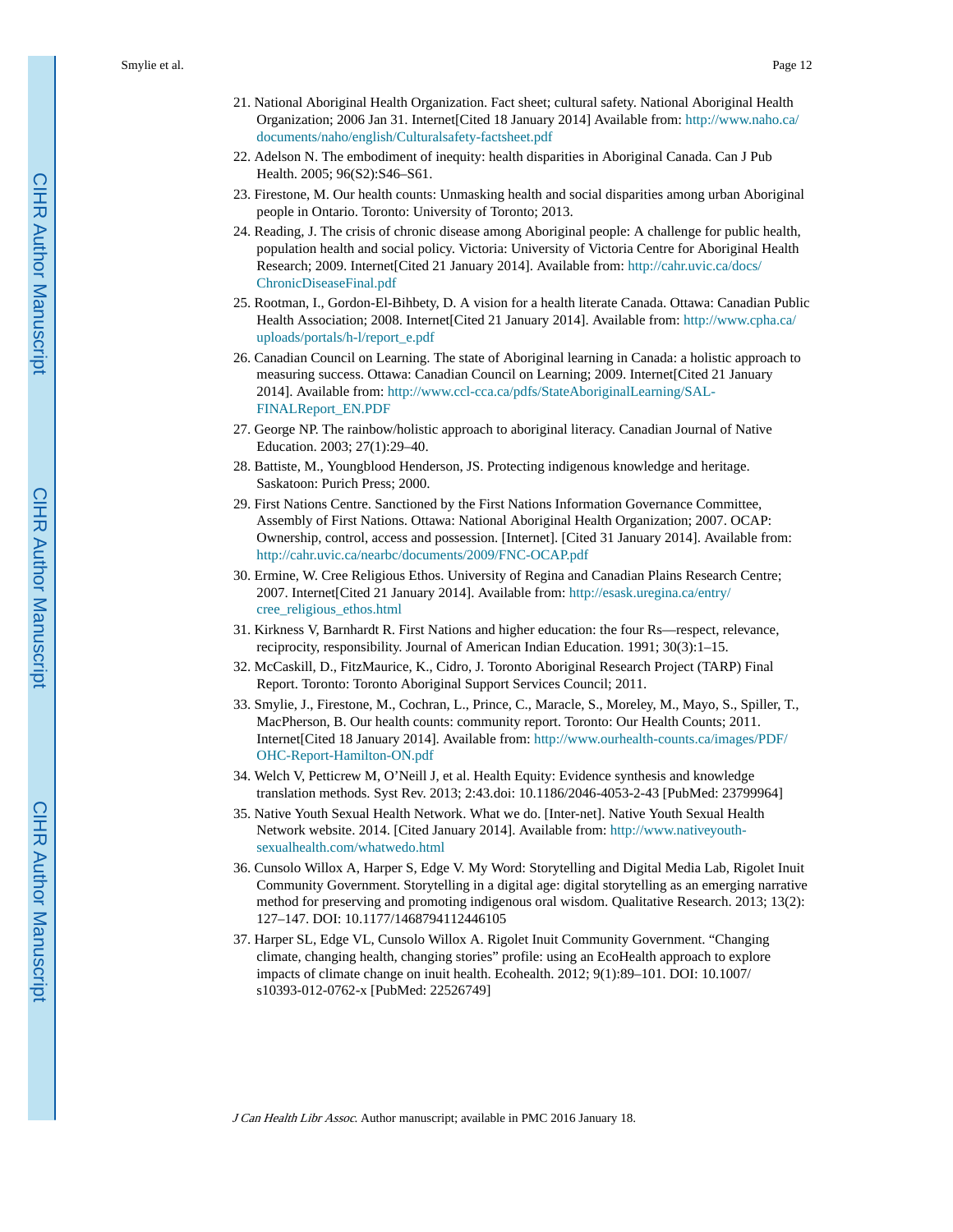21. National Aboriginal Health Organization. Fact sheet; cultural safety. National Aboriginal Health Organization; 2006 Jan 31. Internet[Cited 18 January 2014] Available from: http://www.naho.ca/documents/naho/english/Culturalsafety-factsheet.pdf
22. Adelson N. The embodiment of inequity: health disparities in Aboriginal Canada. Can J Pub Health. 2005; 96(S2):S46–S61.
23. Firestone, M. Our health counts: Unmasking health and social disparities among urban Aboriginal people in Ontario. Toronto: University of Toronto; 2013.
24. Reading, J. The crisis of chronic disease among Aboriginal people: A challenge for public health, population health and social policy. Victoria: University of Victoria Centre for Aboriginal Health Research; 2009. Internet[Cited 21 January 2014]. Available from: http://cahr.uvic.ca/docs/ChronicDiseaseFinal.pdf
25. Rootman, I., Gordon-El-Bihbety, D. A vision for a health literate Canada. Ottawa: Canadian Public Health Association; 2008. Internet[Cited 21 January 2014]. Available from: http://www.cpha.ca/uploads/portals/h-l/report_e.pdf
26. Canadian Council on Learning. The state of Aboriginal learning in Canada: a holistic approach to measuring success. Ottawa: Canadian Council on Learning; 2009. Internet[Cited 21 January 2014]. Available from: http://www.ccl-cca.ca/pdfs/StateAboriginalLearning/SAL-FINALReport_EN.PDF
27. George NP. The rainbow/holistic approach to aboriginal literacy. Canadian Journal of Native Education. 2003; 27(1):29–40.
28. Battiste, M., Youngblood Henderson, JS. Protecting indigenous knowledge and heritage. Saskatoon: Purich Press; 2000.
29. First Nations Centre. Sanctioned by the First Nations Information Governance Committee, Assembly of First Nations. Ottawa: National Aboriginal Health Organization; 2007. OCAP: Ownership, control, access and possession. [Internet]. [Cited 31 January 2014]. Available from: http://cahr.uvic.ca/nearbc/documents/2009/FNC-OCAP.pdf
30. Ermine, W. Cree Religious Ethos. University of Regina and Canadian Plains Research Centre; 2007. Internet[Cited 21 January 2014]. Available from: http://esask.uregina.ca/entry/cree_religious_ethos.html
31. Kirkness V, Barnhardt R. First Nations and higher education: the four Rs—respect, relevance, reciprocity, responsibility. Journal of American Indian Education. 1991; 30(3):1–15.
32. McCaskill, D., FitzMaurice, K., Cidro, J. Toronto Aboriginal Research Project (TARP) Final Report. Toronto: Toronto Aboriginal Support Services Council; 2011.
33. Smylie, J., Firestone, M., Cochran, L., Prince, C., Maracle, S., Moreley, M., Mayo, S., Spiller, T., MacPherson, B. Our health counts: community report. Toronto: Our Health Counts; 2011. Internet[Cited 18 January 2014]. Available from: http://www.ourhealth-counts.ca/images/PDF/OHC-Report-Hamilton-ON.pdf
34. Welch V, Petticrew M, O'Neill J, et al. Health Equity: Evidence synthesis and knowledge translation methods. Syst Rev. 2013; 2:43.doi: 10.1186/2046-4053-2-43 [PubMed: 23799964]
35. Native Youth Sexual Health Network. What we do. [Inter-net]. Native Youth Sexual Health Network website. 2014. [Cited January 2014]. Available from: http://www.nativeyouth-sexualhealth.com/whatwedo.html
36. Cunsolo Willox A, Harper S, Edge V. My Word: Storytelling and Digital Media Lab, Rigolet Inuit Community Government. Storytelling in a digital age: digital storytelling as an emerging narrative method for preserving and promoting indigenous oral wisdom. Qualitative Research. 2013; 13(2):127–147. DOI: 10.1177/1468794112446105
37. Harper SL, Edge VL, Cunsolo Willox A. Rigolet Inuit Community Government. "Changing climate, changing health, changing stories" profile: using an EcoHealth approach to explore impacts of climate change on inuit health. Ecohealth. 2012; 9(1):89–101. DOI: 10.1007/s10393-012-0762-x [PubMed: 22526749]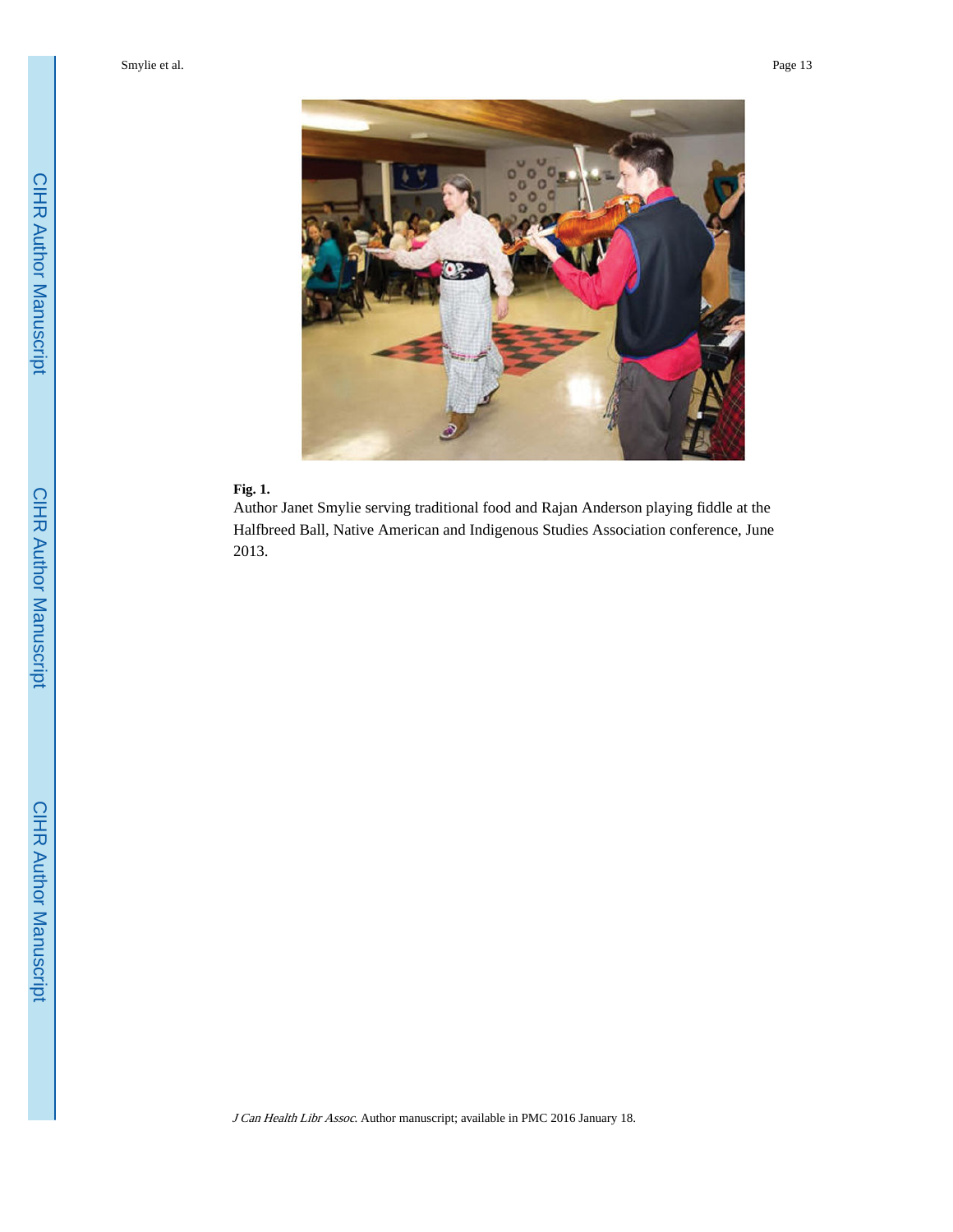**Fig. 1.**

Author Janet Smylie serving traditional food and Rajan Anderson playing fiddle at the Halfbreed Ball, Native American and Indigenous Studies Association conference, June 2013.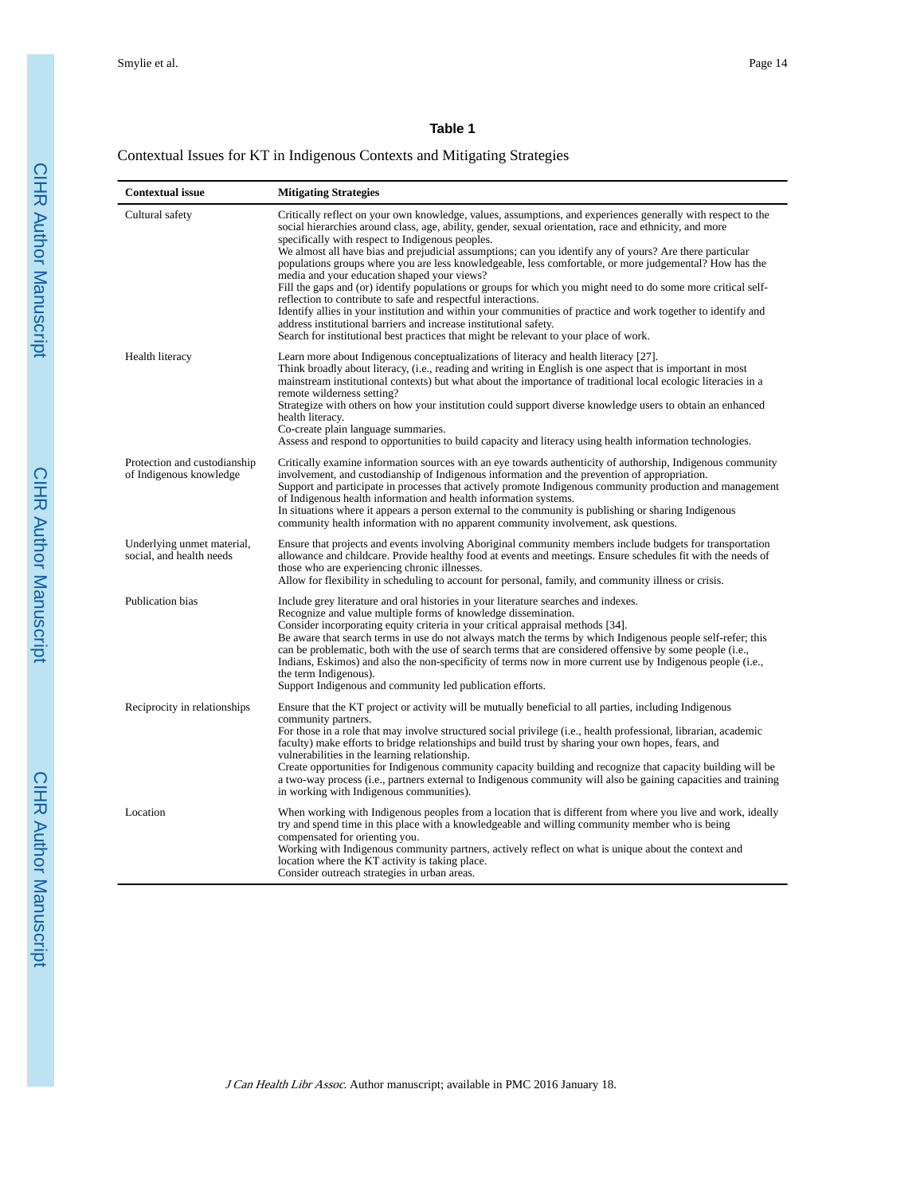**Table 1**

Contextual Issues for KT in Indigenous Contexts and Mitigating Strategies

| Contextual issue | Mitigating Strategies |
| --- | --- |
| Cultural safety | Critically reflect on your own knowledge, values, assumptions, and experiences generally with respect to the social hierarchies around class, age, ability, gender, sexual orientation, race and ethnicity, and more specifically with respect to Indigenous peoples.<br>We almost all have bias and prejudicial assumptions; can you identify any of yours? Are there particular populations groups where you are less knowledgeable, less comfortable, or more judgemental? How has the media and your education shaped your views?<br>Fill the gaps and (or) identify populations or groups for which you might need to do some more critical self-reflection to contribute to safe and respectful interactions.<br>Identify allies in your institution and within your communities of practice and work together to identify and address institutional barriers and increase institutional safety.<br>Search for institutional best practices that might be relevant to your place of work. |
| Health literacy | Learn more about Indigenous conceptualizations of literacy and health literacy [27].<br>Think broadly about literacy, (i.e., reading and writing in English is one aspect that is important in most mainstream institutional contexts) but what about the importance of traditional local ecologic literacies in a remote wilderness setting?<br>Strategize with others on how your institution could support diverse knowledge users to obtain an enhanced health literacy.<br>Co-create plain language summaries.<br>Assess and respond to opportunities to build capacity and literacy using health information technologies. |
| Protection and custodianship of Indigenous knowledge | Critically examine information sources with an eye towards authenticity of authorship, Indigenous community involvement, and custodianship of Indigenous information and the prevention of appropriation.<br>Support and participate in processes that actively promote Indigenous community production and management of Indigenous health information and health information systems.<br>In situations where it appears a person external to the community is publishing or sharing Indigenous community health information with no apparent community involvement, ask questions. |
| Underlying unmet material, social, and health needs | Ensure that projects and events involving Aboriginal community members include budgets for transportation allowance and childcare. Provide healthy food at events and meetings. Ensure schedules fit with the needs of those who are experiencing chronic illnesses.<br>Allow for flexibility in scheduling to account for personal, family, and community illness or crisis. |
| Publication bias | Include grey literature and oral histories in your literature searches and indexes.<br>Recognize and value multiple forms of knowledge dissemination.<br>Consider incorporating equity criteria in your critical appraisal methods [34].<br>Be aware that search terms in use do not always match the terms by which Indigenous people self-refer; this can be problematic, both with the use of search terms that are considered offensive by some people (i.e., Indians, Eskimos) and also the non-specificity of terms now in more current use by Indigenous people (i.e., the term Indigenous).<br>Support Indigenous and community led publication efforts. |
| Reciprocity in relationships | Ensure that the KT project or activity will be mutually beneficial to all parties, including Indigenous community partners.<br>For those in a role that may involve structured social privilege (i.e., health professional, librarian, academic faculty) make efforts to bridge relationships and build trust by sharing your own hopes, fears, and vulnerabilities in the learning relationship.<br>Create opportunities for Indigenous community capacity building and recognize that capacity building will be a two-way process (i.e., partners external to Indigenous community will also be gaining capacities and training in working with Indigenous communities). |
| Location | When working with Indigenous peoples from a location that is different from where you live and work, ideally try and spend time in this place with a knowledgeable and willing community member who is being compensated for orienting you.<br>Working with Indigenous community partners, actively reflect on what is unique about the context and location where the KT activity is taking place.<br>Consider outreach strategies in urban areas. |